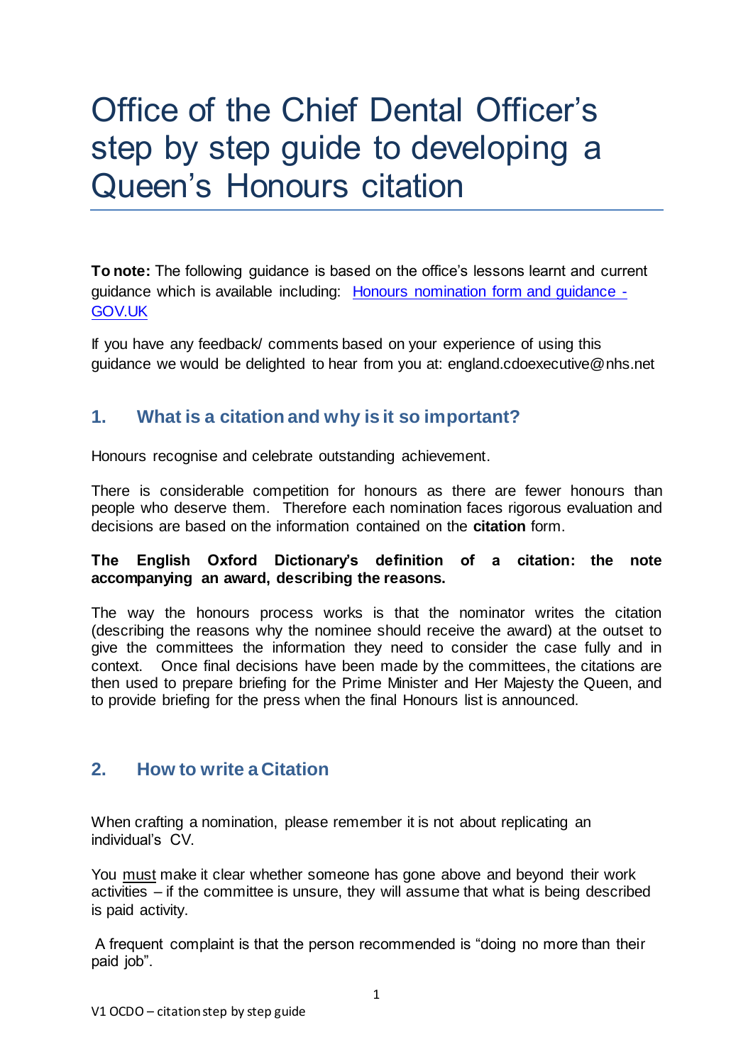# Office of the Chief Dental Officer's step by step guide to developing a Queen's Honours citation

**To note:** The following guidance is based on the office's lessons learnt and current guidance which is available including: [Honours nomination form and guidance - GOV.UK]()

If you have any feedback/ comments based on your experience of using this guidance we would be delighted to hear from you at: england.cdoexecutive@nhs.net

## 1. What is a citation and why is it so important?

Honours recognise and celebrate outstanding achievement.

There is considerable competition for honours as there are fewer honours than people who deserve them. Therefore each nomination faces rigorous evaluation and decisions are based on the information contained on the **citation** form.

**The English Oxford Dictionary's definition of a citation: the note accompanying an award, describing the reasons.**

The way the honours process works is that the nominator writes the citation (describing the reasons why the nominee should receive the award) at the outset to give the committees the information they need to consider the case fully and in context. Once final decisions have been made by the committees, the citations are then used to prepare briefing for the Prime Minister and Her Majesty the Queen, and to provide briefing for the press when the final Honours list is announced.

## 2. How to write a Citation

When crafting a nomination, please remember it is not about replicating an individual's CV.

You must make it clear whether someone has gone above and beyond their work activities – if the committee is unsure, they will assume that what is being described is paid activity.

A frequent complaint is that the person recommended is "doing no more than their paid job".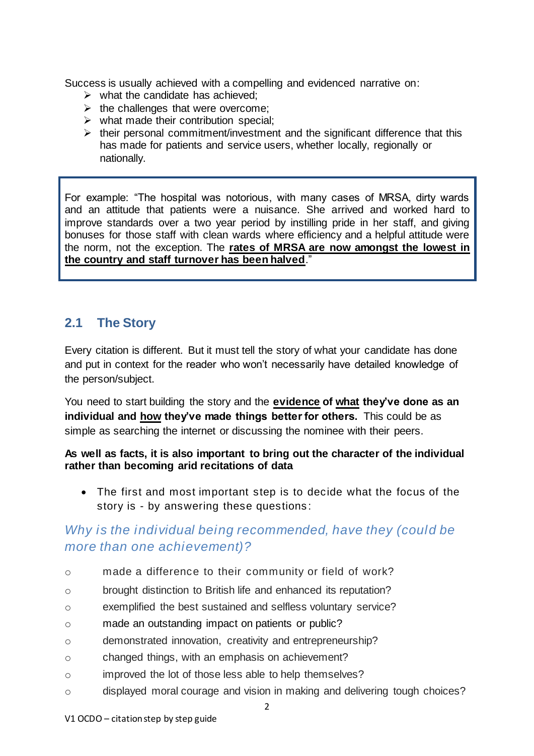Success is usually achieved with a compelling and evidenced narrative on:

- what the candidate has achieved;
- the challenges that were overcome;
- what made their contribution special;
- their personal commitment/investment and the significant difference that this has made for patients and service users, whether locally, regionally or nationally.

> For example: "The hospital was notorious, with many cases of MRSA, dirty wards and an attitude that patients were a nuisance. She arrived and worked hard to improve standards over a two year period by instilling pride in her staff, and giving bonuses for those staff with clean wards where efficiency and a helpful attitude were the norm, not the exception. The **<u>rates of MRSA are now amongst the lowest in the country and staff turnover has been halved</u>**."

## 2.1 The Story

Every citation is different. But it must tell the story of what your candidate has done and put in context for the reader who won't necessarily have detailed knowledge of the person/subject.

You need to start building the story and the **<u>evidence</u> of <u>what</u> they've done as an individual and <u>how</u> they've made things better for others.** This could be as simple as searching the internet or discussing the nominee with their peers.

**As well as facts, it is also important to bring out the character of the individual rather than becoming arid recitations of data**

- The first and most important step is to decide what the focus of the story is - by answering these questions:

### *Why is the individual being recommended, have they (could be more than one achievement)?*

- made a difference to their community or field of work?
- brought distinction to British life and enhanced its reputation?
- exemplified the best sustained and selfless voluntary service?
- made an outstanding impact on patients or public?
- demonstrated innovation, creativity and entrepreneurship?
- changed things, with an emphasis on achievement?
- improved the lot of those less able to help themselves?
- displayed moral courage and vision in making and delivering tough choices?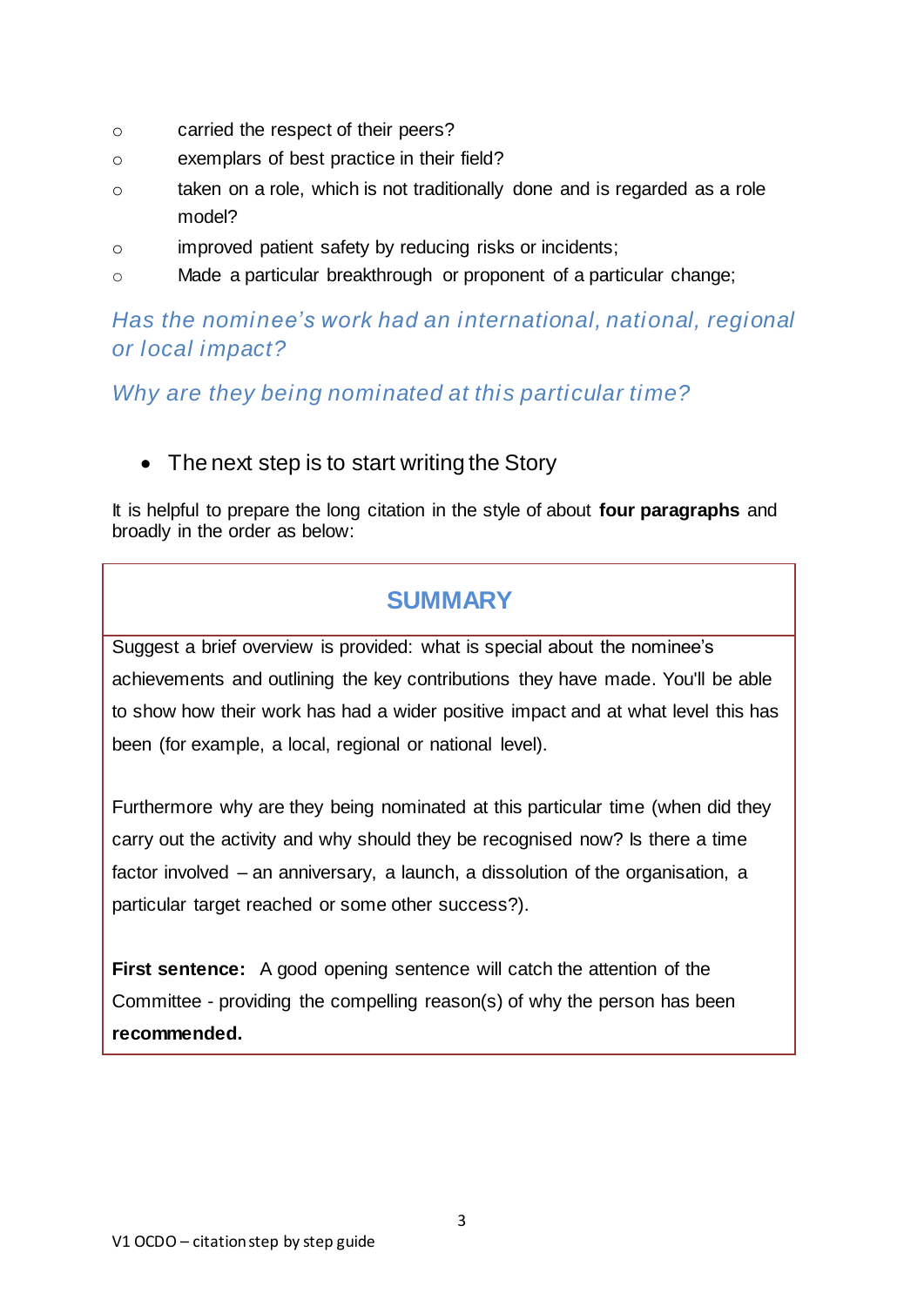- carried the respect of their peers?
- exemplars of best practice in their field?
- taken on a role, which is not traditionally done and is regarded as a role model?
- improved patient safety by reducing risks or incidents;
- Made a particular breakthrough or proponent of a particular change;

*Has the nominee's work had an international, national, regional or local impact?*

*Why are they being nominated at this particular time?*

- The next step is to start writing the Story

It is helpful to prepare the long citation in the style of about **four paragraphs** and broadly in the order as below:

## SUMMARY

Suggest a brief overview is provided: what is special about the nominee's achievements and outlining the key contributions they have made. You'll be able to show how their work has had a wider positive impact and at what level this has been (for example, a local, regional or national level).

Furthermore why are they being nominated at this particular time (when did they carry out the activity and why should they be recognised now? Is there a time factor involved – an anniversary, a launch, a dissolution of the organisation, a particular target reached or some other success?).

**First sentence:** A good opening sentence will catch the attention of the Committee - providing the compelling reason(s) of why the person has been **recommended.**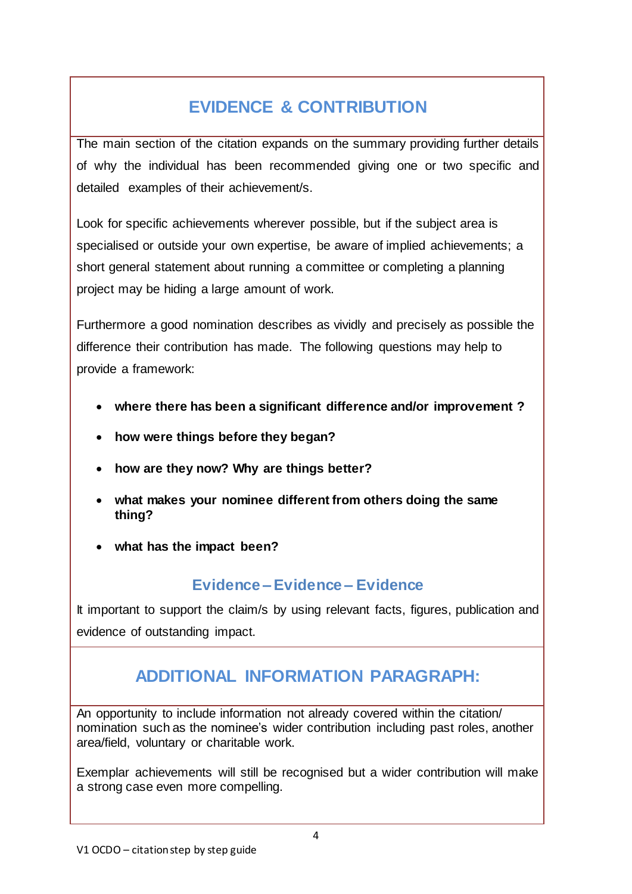## EVIDENCE & CONTRIBUTION

The main section of the citation expands on the summary providing further details of why the individual has been recommended giving one or two specific and detailed examples of their achievement/s.

Look for specific achievements wherever possible, but if the subject area is specialised or outside your own expertise, be aware of implied achievements; a short general statement about running a committee or completing a planning project may be hiding a large amount of work.

Furthermore a good nomination describes as vividly and precisely as possible the difference their contribution has made. The following questions may help to provide a framework:

- **where there has been a significant difference and/or improvement ?**
- **how were things before they began?**
- **how are they now? Why are things better?**
- **what makes your nominee different from others doing the same thing?**
- **what has the impact been?**

### Evidence – Evidence – Evidence

It important to support the claim/s by using relevant facts, figures, publication and evidence of outstanding impact.

## ADDITIONAL INFORMATION PARAGRAPH:

An opportunity to include information not already covered within the citation/ nomination such as the nominee's wider contribution including past roles, another area/field, voluntary or charitable work.

Exemplar achievements will still be recognised but a wider contribution will make a strong case even more compelling.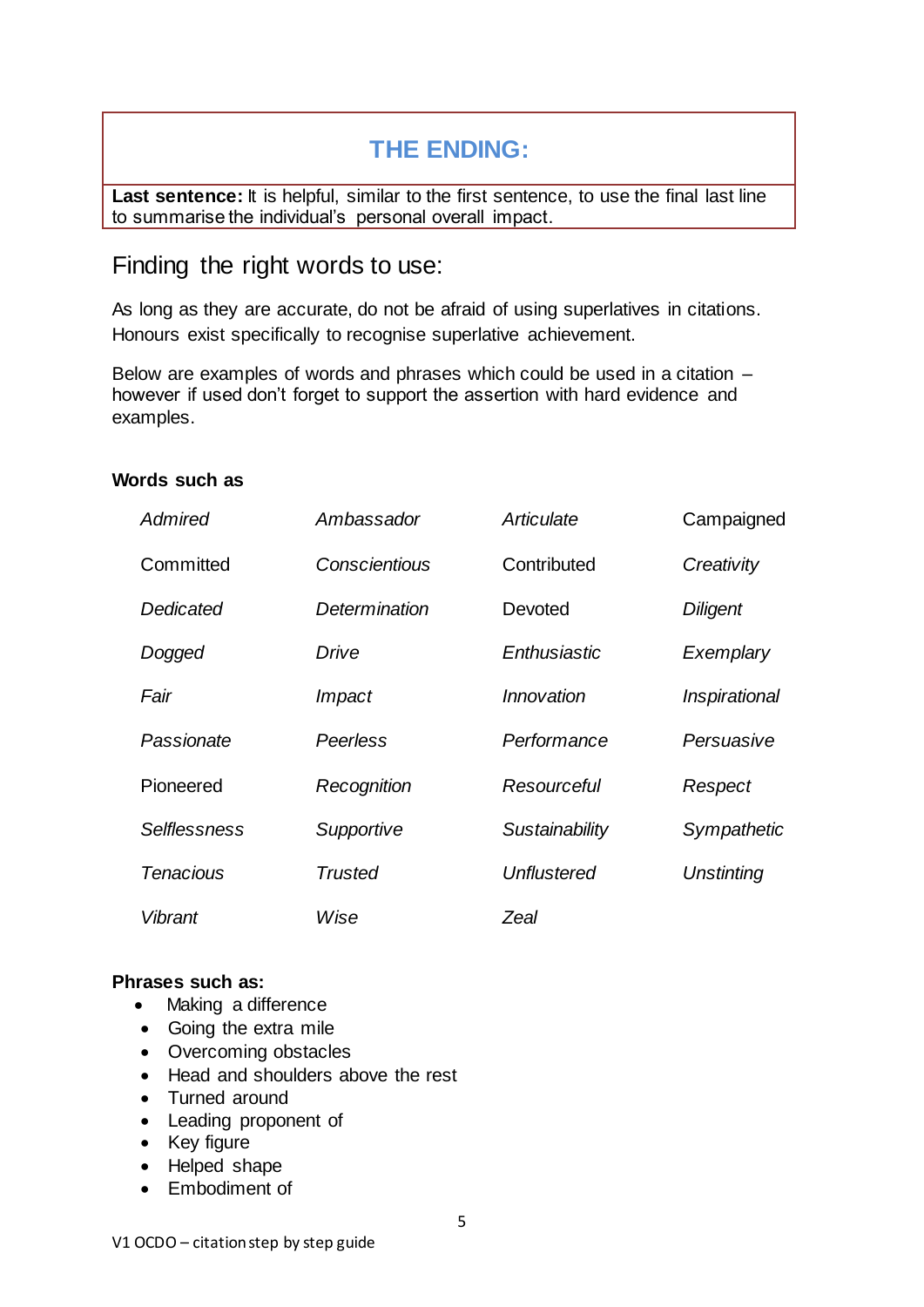## THE ENDING:

**Last sentence:** It is helpful, similar to the first sentence, to use the final last line to summarise the individual's personal overall impact.

## Finding the right words to use:

As long as they are accurate, do not be afraid of using superlatives in citations. Honours exist specifically to recognise superlative achievement.

Below are examples of words and phrases which could be used in a citation – however if used don't forget to support the assertion with hard evidence and examples.

**Words such as**

| | | | |
|---|---|---|---|
| *Admired* | *Ambassador* | *Articulate* | Campaigned |
| Committed | *Conscientious* | Contributed | *Creativity* |
| *Dedicated* | *Determination* | Devoted | *Diligent* |
| *Dogged* | *Drive* | *Enthusiastic* | *Exemplary* |
| *Fair* | *Impact* | *Innovation* | *Inspirational* |
| *Passionate* | *Peerless* | *Performance* | *Persuasive* |
| Pioneered | *Recognition* | *Resourceful* | *Respect* |
| *Selflessness* | *Supportive* | *Sustainability* | *Sympathetic* |
| *Tenacious* | *Trusted* | *Unflustered* | *Unstinting* |
| *Vibrant* | *Wise* | *Zeal* | |

**Phrases such as:**

- Making a difference
- Going the extra mile
- Overcoming obstacles
- Head and shoulders above the rest
- Turned around
- Leading proponent of
- Key figure
- Helped shape
- Embodiment of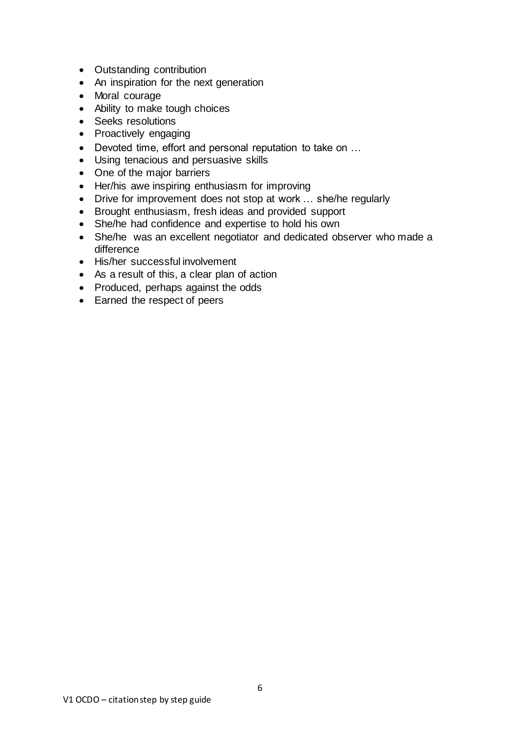- Outstanding contribution
- An inspiration for the next generation
- Moral courage
- Ability to make tough choices
- Seeks resolutions
- Proactively engaging
- Devoted time, effort and personal reputation to take on …
- Using tenacious and persuasive skills
- One of the major barriers
- Her/his awe inspiring enthusiasm for improving
- Drive for improvement does not stop at work … she/he regularly
- Brought enthusiasm, fresh ideas and provided support
- She/he had confidence and expertise to hold his own
- She/he was an excellent negotiator and dedicated observer who made a difference
- His/her successful involvement
- As a result of this, a clear plan of action
- Produced, perhaps against the odds
- Earned the respect of peers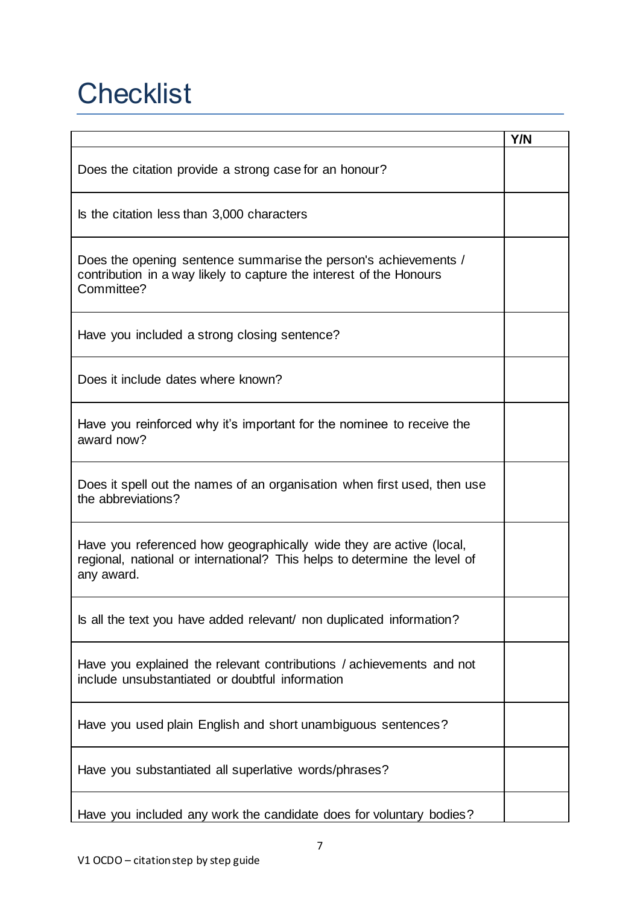# Checklist

| | Y/N |
|---|---|
| Does the citation provide a strong case for an honour? | |
| Is the citation less than 3,000 characters | |
| Does the opening sentence summarise the person's achievements / contribution in a way likely to capture the interest of the Honours Committee? | |
| Have you included a strong closing sentence? | |
| Does it include dates where known? | |
| Have you reinforced why it's important for the nominee to receive the award now? | |
| Does it spell out the names of an organisation when first used, then use the abbreviations? | |
| Have you referenced how geographically wide they are active (local, regional, national or international? This helps to determine the level of any award. | |
| Is all the text you have added relevant/ non duplicated information? | |
| Have you explained the relevant contributions / achievements and not include unsubstantiated or doubtful information | |
| Have you used plain English and short unambiguous sentences? | |
| Have you substantiated all superlative words/phrases? | |
| Have you included any work the candidate does for voluntary bodies? | |

V1 OCDO – citation step by step guide